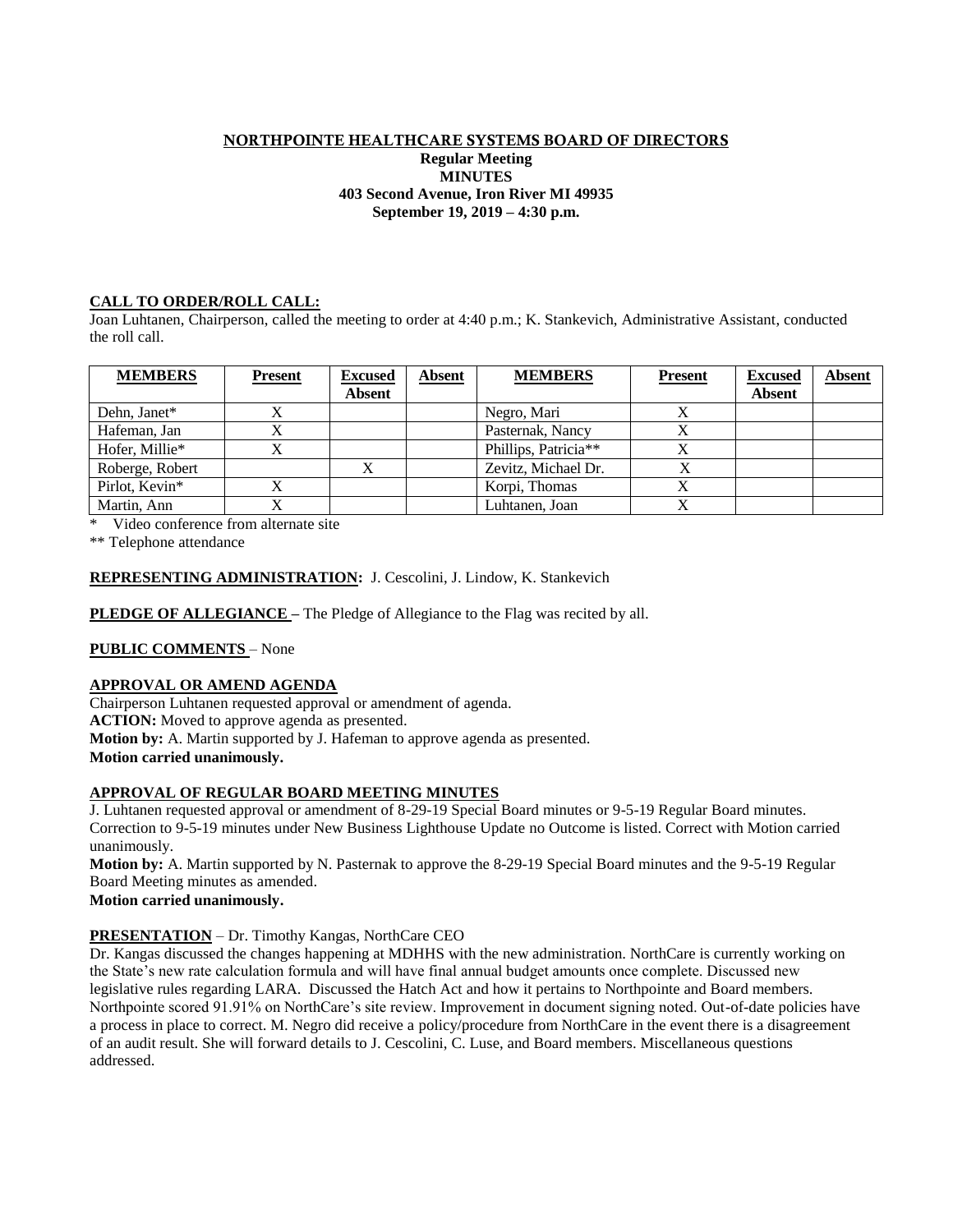# NORTHPOINTE HEALTHCARE SYSTEMS BOARD OF DIRECTORS

**Regular Meeting**
**MINUTES**
**403 Second Avenue, Iron River MI 49935**
**September 19, 2019 – 4:30 p.m.**

## CALL TO ORDER/ROLL CALL:

Joan Luhtanen, Chairperson, called the meeting to order at 4:40 p.m.; K. Stankevich, Administrative Assistant, conducted the roll call.

| MEMBERS | Present | Excused Absent | Absent | MEMBERS | Present | Excused Absent | Absent |
|---|---|---|---|---|---|---|---|
| Dehn, Janet* | X | | | Negro, Mari | X | | |
| Hafeman, Jan | X | | | Pasternak, Nancy | X | | |
| Hofer, Millie* | X | | | Phillips, Patricia** | X | | |
| Roberge, Robert | | X | | Zevitz, Michael Dr. | X | | |
| Pirlot, Kevin* | X | | | Korpi, Thomas | X | | |
| Martin, Ann | X | | | Luhtanen, Joan | X | | |

\* Video conference from alternate site

\*\* Telephone attendance

**REPRESENTING ADMINISTRATION:** J. Cescolini, J. Lindow, K. Stankevich

**PLEDGE OF ALLEGIANCE –** The Pledge of Allegiance to the Flag was recited by all.

**PUBLIC COMMENTS** – None

## APPROVAL OR AMEND AGENDA

Chairperson Luhtanen requested approval or amendment of agenda.
**ACTION:** Moved to approve agenda as presented.
**Motion by:** A. Martin supported by J. Hafeman to approve agenda as presented.
**Motion carried unanimously.**

## APPROVAL OF REGULAR BOARD MEETING MINUTES

J. Luhtanen requested approval or amendment of 8-29-19 Special Board minutes or 9-5-19 Regular Board minutes. Correction to 9-5-19 minutes under New Business Lighthouse Update no Outcome is listed. Correct with Motion carried unanimously.
**Motion by:** A. Martin supported by N. Pasternak to approve the 8-29-19 Special Board minutes and the 9-5-19 Regular Board Meeting minutes as amended.
**Motion carried unanimously.**

**PRESENTATION** – Dr. Timothy Kangas, NorthCare CEO

Dr. Kangas discussed the changes happening at MDHHS with the new administration. NorthCare is currently working on the State's new rate calculation formula and will have final annual budget amounts once complete. Discussed new legislative rules regarding LARA. Discussed the Hatch Act and how it pertains to Northpointe and Board members. Northpointe scored 91.91% on NorthCare's site review. Improvement in document signing noted. Out-of-date policies have a process in place to correct. M. Negro did receive a policy/procedure from NorthCare in the event there is a disagreement of an audit result. She will forward details to J. Cescolini, C. Luse, and Board members. Miscellaneous questions addressed.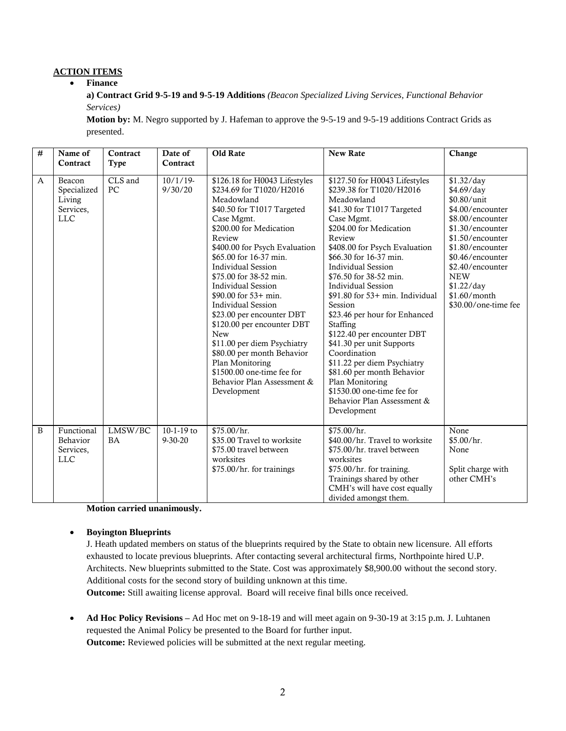## ACTION ITEMS

- **Finance**

  **a) Contract Grid 9-5-19 and 9-5-19 Additions** *(Beacon Specialized Living Services, Functional Behavior Services)*

  **Motion by:** M. Negro supported by J. Hafeman to approve the 9-5-19 and 9-5-19 additions Contract Grids as presented.

| # | Name of Contract | Contract Type | Date of Contract | Old Rate | New Rate | Change |
|---|---|---|---|---|---|---|
| A | Beacon Specialized Living Services, LLC | CLS and PC | 10/1/19-9/30/20 | \$126.18 for H0043 Lifestyles<br>\$234.69 for T1020/H2016 Meadowland<br>\$40.50 for T1017 Targeted Case Mgmt.<br>\$200.00 for Medication Review<br>\$400.00 for Psych Evaluation<br>\$65.00 for 16-37 min. Individual Session<br>\$75.00 for 38-52 min. Individual Session<br>\$90.00 for 53+ min. Individual Session<br>\$23.00 per encounter DBT<br>\$120.00 per encounter DBT<br>New<br>\$11.00 per diem Psychiatry<br>\$80.00 per month Behavior Plan Monitoring<br>\$1500.00 one-time fee for Behavior Plan Assessment & Development | \$127.50 for H0043 Lifestyles<br>\$239.38 for T1020/H2016 Meadowland<br>\$41.30 for T1017 Targeted Case Mgmt.<br>\$204.00 for Medication Review<br>\$408.00 for Psych Evaluation<br>\$66.30 for 16-37 min. Individual Session<br>\$76.50 for 38-52 min. Individual Session<br>\$91.80 for 53+ min. Individual Session<br>\$23.46 per hour for Enhanced Staffing<br>\$122.40 per encounter DBT<br>\$41.30 per unit Supports Coordination<br>\$11.22 per diem Psychiatry<br>\$81.60 per month Behavior Plan Monitoring<br>\$1530.00 one-time fee for Behavior Plan Assessment & Development | \$1.32/day<br>\$4.69/day<br>\$0.80/unit<br>\$4.00/encounter<br>\$8.00/encounter<br>\$1.30/encounter<br>\$1.50/encounter<br>\$1.80/encounter<br>\$0.46/encounter<br>\$2.40/encounter<br>NEW<br>\$1.22/day<br>\$1.60/month<br>\$30.00/one-time fee |
| B | Functional Behavior Services, LLC | LMSW/BCBA | 10-1-19 to 9-30-20 | \$75.00/hr.<br>\$35.00 Travel to worksite<br>\$75.00 travel between worksites<br>\$75.00/hr. for trainings | \$75.00/hr.<br>\$40.00/hr. Travel to worksite<br>\$75.00/hr. travel between worksites<br>\$75.00/hr. for training. Trainings shared by other CMH's will have cost equally divided amongst them. | None<br>\$5.00/hr.<br>None<br><br>Split charge with other CMH's |

  **Motion carried unanimously.**

- **Boyington Blueprints**

  J. Heath updated members on status of the blueprints required by the State to obtain new licensure. All efforts exhausted to locate previous blueprints. After contacting several architectural firms, Northpointe hired U.P. Architects. New blueprints submitted to the State. Cost was approximately \$8,900.00 without the second story. Additional costs for the second story of building unknown at this time.

  **Outcome:** Still awaiting license approval. Board will receive final bills once received.

- **Ad Hoc Policy Revisions** – Ad Hoc met on 9-18-19 and will meet again on 9-30-19 at 3:15 p.m. J. Luhtanen requested the Animal Policy be presented to the Board for further input.

  **Outcome:** Reviewed policies will be submitted at the next regular meeting.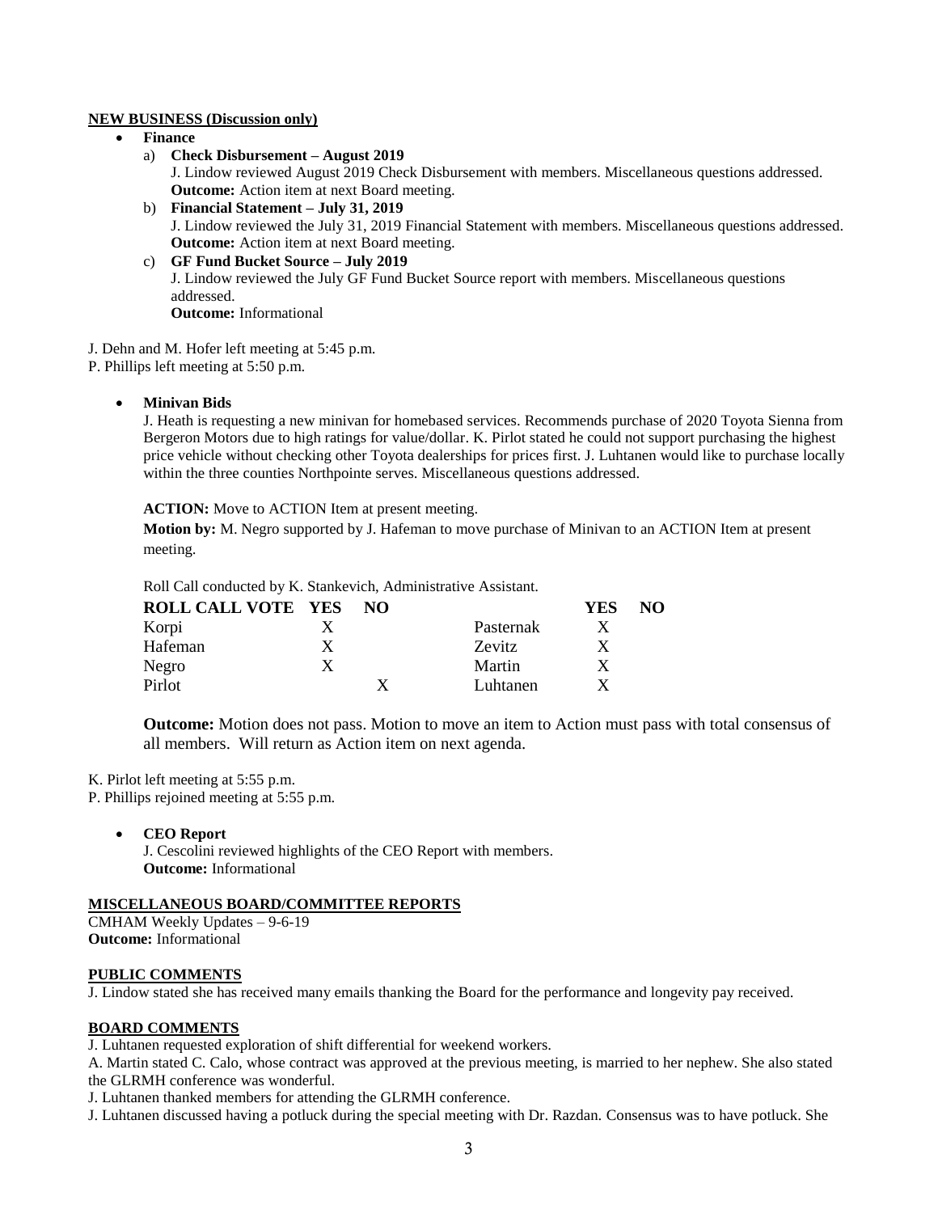**NEW BUSINESS (Discussion only)**

- **Finance**
  a) **Check Disbursement – August 2019**
  J. Lindow reviewed August 2019 Check Disbursement with members. Miscellaneous questions addressed.
  **Outcome:** Action item at next Board meeting.
  b) **Financial Statement – July 31, 2019**
  J. Lindow reviewed the July 31, 2019 Financial Statement with members. Miscellaneous questions addressed.
  **Outcome:** Action item at next Board meeting.
  c) **GF Fund Bucket Source – July 2019**
  J. Lindow reviewed the July GF Fund Bucket Source report with members. Miscellaneous questions addressed.
  **Outcome:** Informational

J. Dehn and M. Hofer left meeting at 5:45 p.m.
P. Phillips left meeting at 5:50 p.m.

- **Minivan Bids**
  J. Heath is requesting a new minivan for homebased services. Recommends purchase of 2020 Toyota Sienna from Bergeron Motors due to high ratings for value/dollar. K. Pirlot stated he could not support purchasing the highest price vehicle without checking other Toyota dealerships for prices first. J. Luhtanen would like to purchase locally within the three counties Northpointe serves. Miscellaneous questions addressed.

  **ACTION:** Move to ACTION Item at present meeting.

  **Motion by:** M. Negro supported by J. Hafeman to move purchase of Minivan to an ACTION Item at present meeting.

  Roll Call conducted by K. Stankevich, Administrative Assistant.

| ROLL CALL VOTE | YES | NO | | YES | NO |
|---|---|---|---|---|---|
| Korpi | X | | Pasternak | X | |
| Hafeman | X | | Zevitz | X | |
| Negro | X | | Martin | X | |
| Pirlot | | X | Luhtanen | X | |

  **Outcome:** Motion does not pass. Motion to move an item to Action must pass with total consensus of all members. Will return as Action item on next agenda.

K. Pirlot left meeting at 5:55 p.m.
P. Phillips rejoined meeting at 5:55 p.m.

- **CEO Report**
  J. Cescolini reviewed highlights of the CEO Report with members.
  **Outcome:** Informational

**MISCELLANEOUS BOARD/COMMITTEE REPORTS**

CMHAM Weekly Updates – 9-6-19
**Outcome:** Informational

**PUBLIC COMMENTS**

J. Lindow stated she has received many emails thanking the Board for the performance and longevity pay received.

**BOARD COMMENTS**

J. Luhtanen requested exploration of shift differential for weekend workers.
A. Martin stated C. Calo, whose contract was approved at the previous meeting, is married to her nephew. She also stated the GLRMH conference was wonderful.
J. Luhtanen thanked members for attending the GLRMH conference.
J. Luhtanen discussed having a potluck during the special meeting with Dr. Razdan. Consensus was to have potluck. She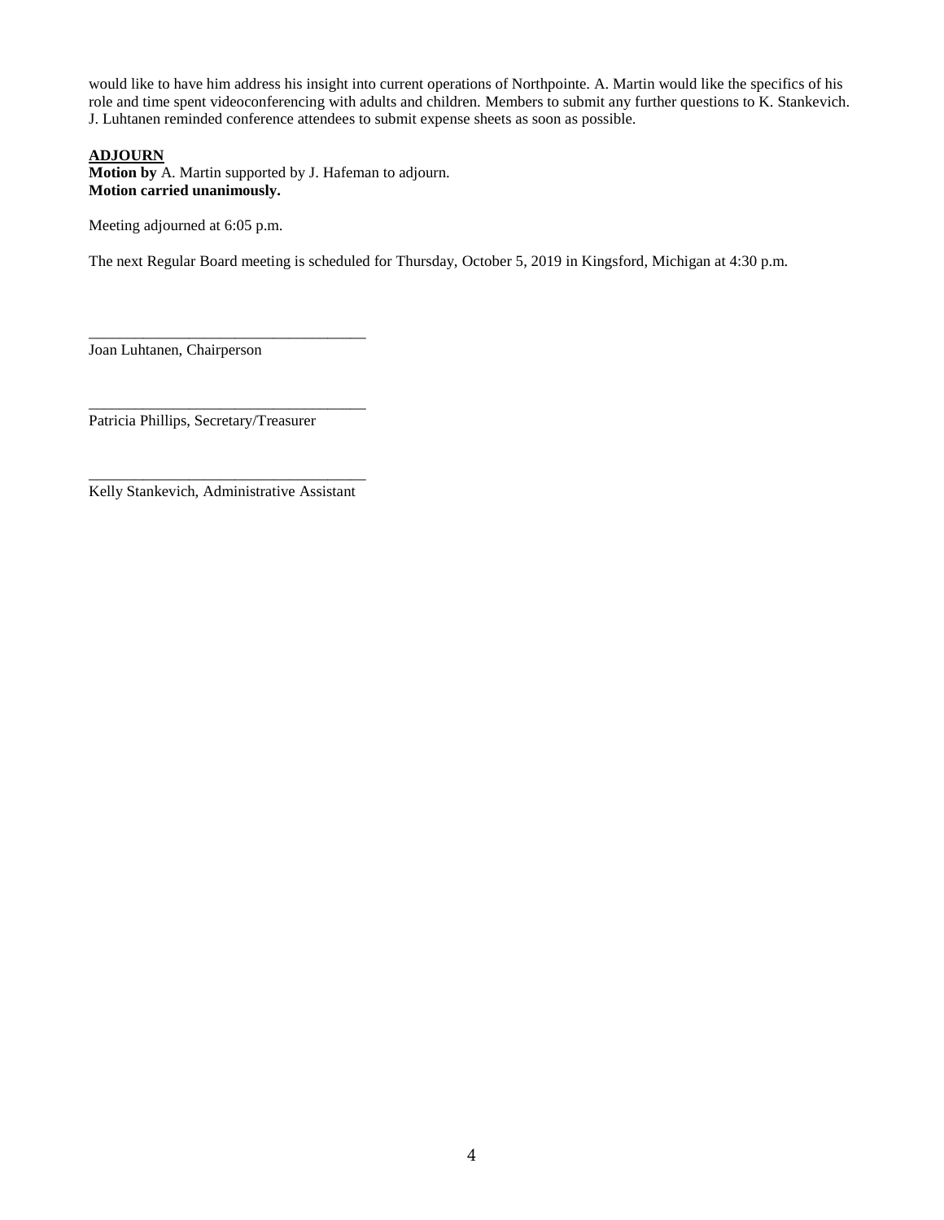would like to have him address his insight into current operations of Northpointe. A. Martin would like the specifics of his role and time spent videoconferencing with adults and children. Members to submit any further questions to K. Stankevich. J. Luhtanen reminded conference attendees to submit expense sheets as soon as possible.

**ADJOURN**

**Motion by** A. Martin supported by J. Hafeman to adjourn.
**Motion carried unanimously.**

Meeting adjourned at 6:05 p.m.

The next Regular Board meeting is scheduled for Thursday, October 5, 2019 in Kingsford, Michigan at 4:30 p.m.

\_\_\_\_\_\_\_\_\_\_\_\_\_\_\_\_\_\_\_\_\_\_\_\_\_\_\_\_\_\_\_\_\_\_\_\_\_
Joan Luhtanen, Chairperson

\_\_\_\_\_\_\_\_\_\_\_\_\_\_\_\_\_\_\_\_\_\_\_\_\_\_\_\_\_\_\_\_\_\_\_\_\_
Patricia Phillips, Secretary/Treasurer

\_\_\_\_\_\_\_\_\_\_\_\_\_\_\_\_\_\_\_\_\_\_\_\_\_\_\_\_\_\_\_\_\_\_\_\_\_
Kelly Stankevich, Administrative Assistant